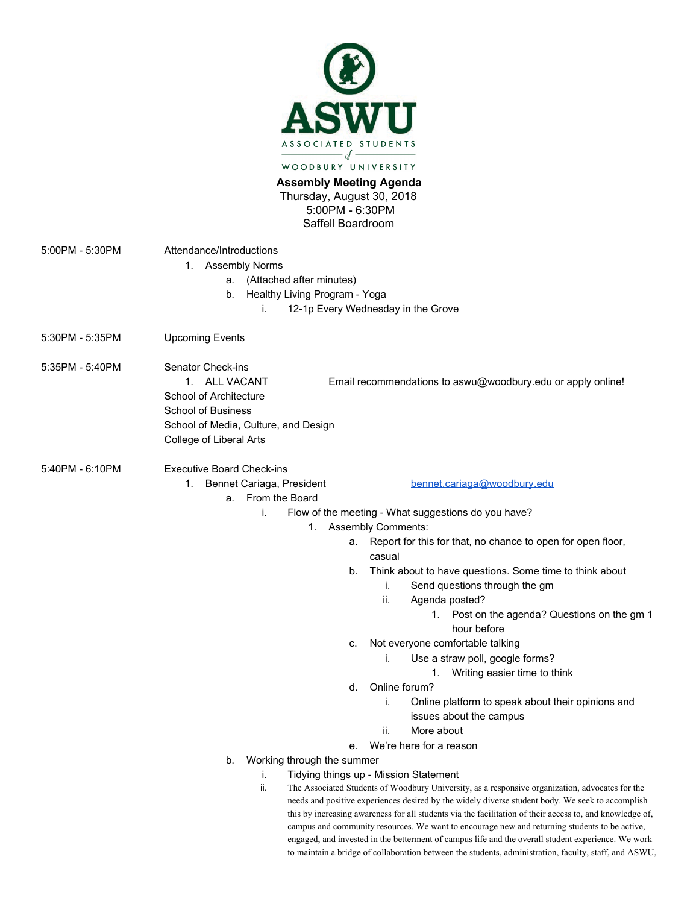**ASWU**

ASSOCIATED STUDENTS
of
WOODBURY UNIVERSITY

# Assembly Meeting Agenda

Thursday, August 30, 2018
5:00PM - 6:30PM
Saffell Boardroom

**5:00PM - 5:30PM** Attendance/Introductions

1. Assembly Norms
   a. (Attached after minutes)
   b. Healthy Living Program - Yoga
      i. 12-1p Every Wednesday in the Grove

**5:30PM - 5:35PM** Upcoming Events

**5:35PM - 5:40PM** Senator Check-ins

1. ALL VACANT — Email recommendations to aswu@woodbury.edu or apply online!

School of Architecture
School of Business
School of Media, Culture, and Design
College of Liberal Arts

**5:40PM - 6:10PM** Executive Board Check-ins

1. Bennet Cariaga, President — bennet.cariaga@woodbury.edu
   a. From the Board
      i. Flow of the meeting - What suggestions do you have?
         1. Assembly Comments:
            a. Report for this for that, no chance to open for open floor, casual
            b. Think about to have questions. Some time to think about
               i. Send questions through the gm
               ii. Agenda posted?
                  1. Post on the agenda? Questions on the gm 1 hour before
            c. Not everyone comfortable talking
               i. Use a straw poll, google forms?
                  1. Writing easier time to think
            d. Online forum?
               i. Online platform to speak about their opinions and issues about the campus
               ii. More about
            e. We're here for a reason
   b. Working through the summer
      i. Tidying things up - Mission Statement
      ii. The Associated Students of Woodbury University, as a responsive organization, advocates for the needs and positive experiences desired by the widely diverse student body. We seek to accomplish this by increasing awareness for all students via the facilitation of their access to, and knowledge of, campus and community resources. We want to encourage new and returning students to be active, engaged, and invested in the betterment of campus life and the overall student experience. We work to maintain a bridge of collaboration between the students, administration, faculty, staff, and ASWU,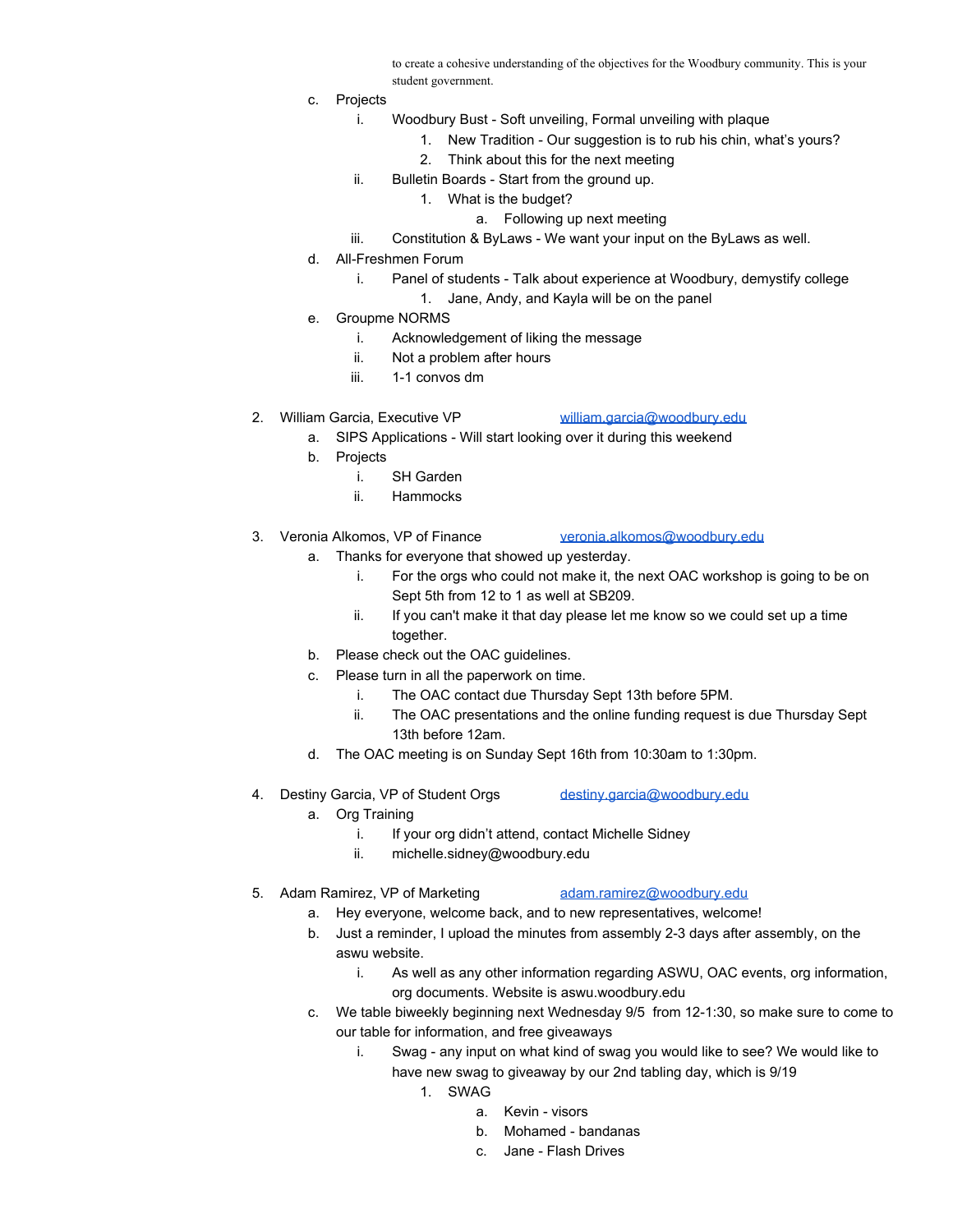to create a cohesive understanding of the objectives for the Woodbury community. This is your student government.

c. Projects
   i. Woodbury Bust - Soft unveiling, Formal unveiling with plaque
      1. New Tradition - Our suggestion is to rub his chin, what's yours?
      2. Think about this for the next meeting
   ii. Bulletin Boards - Start from the ground up.
      1. What is the budget?
         a. Following up next meeting
   iii. Constitution & ByLaws - We want your input on the ByLaws as well.

d. All-Freshmen Forum
   i. Panel of students - Talk about experience at Woodbury, demystify college
      1. Jane, Andy, and Kayla will be on the panel

e. Groupme NORMS
   i. Acknowledgement of liking the message
   ii. Not a problem after hours
   iii. 1-1 convos dm

2. William Garcia, Executive VP william.garcia@woodbury.edu
   a. SIPS Applications - Will start looking over it during this weekend
   b. Projects
      i. SH Garden
      ii. Hammocks

3. Veronia Alkomos, VP of Finance veronia.alkomos@woodbury.edu
   a. Thanks for everyone that showed up yesterday.
      i. For the orgs who could not make it, the next OAC workshop is going to be on Sept 5th from 12 to 1 as well at SB209.
      ii. If you can't make it that day please let me know so we could set up a time together.
   b. Please check out the OAC guidelines.
   c. Please turn in all the paperwork on time.
      i. The OAC contact due Thursday Sept 13th before 5PM.
      ii. The OAC presentations and the online funding request is due Thursday Sept 13th before 12am.
   d. The OAC meeting is on Sunday Sept 16th from 10:30am to 1:30pm.

4. Destiny Garcia, VP of Student Orgs destiny.garcia@woodbury.edu
   a. Org Training
      i. If your org didn't attend, contact Michelle Sidney
      ii. michelle.sidney@woodbury.edu

5. Adam Ramirez, VP of Marketing adam.ramirez@woodbury.edu
   a. Hey everyone, welcome back, and to new representatives, welcome!
   b. Just a reminder, I upload the minutes from assembly 2-3 days after assembly, on the aswu website.
      i. As well as any other information regarding ASWU, OAC events, org information, org documents. Website is aswu.woodbury.edu
   c. We table biweekly beginning next Wednesday 9/5 from 12-1:30, so make sure to come to our table for information, and free giveaways
      i. Swag - any input on what kind of swag you would like to see? We would like to have new swag to giveaway by our 2nd tabling day, which is 9/19
         1. SWAG
            a. Kevin - visors
            b. Mohamed - bandanas
            c. Jane - Flash Drives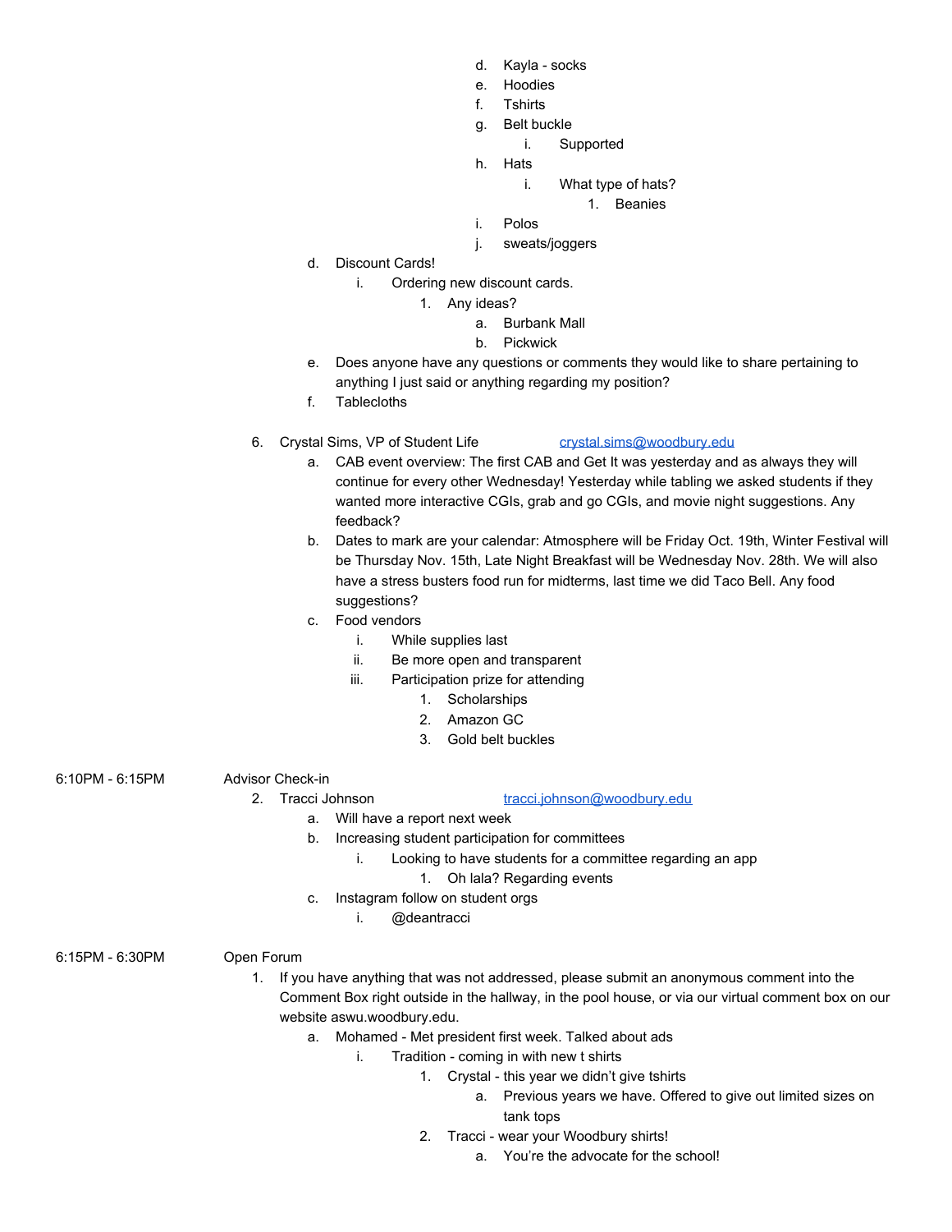- d. Kayla - socks
        - e. Hoodies
        - f. Tshirts
        - g. Belt buckle
            - i. Supported
        - h. Hats
            - i. What type of hats?
                1. Beanies
        - i. Polos
        - j. sweats/joggers
    - d. Discount Cards!
        - i. Ordering new discount cards.
            1. Any ideas?
                - a. Burbank Mall
                - b. Pickwick
    - e. Does anyone have any questions or comments they would like to share pertaining to anything I just said or anything regarding my position?
    - f. Tablecloths

6. Crystal Sims, VP of Student Life — [crystal.sims@woodbury.edu](mailto:crystal.sims@woodbury.edu)
    - a. CAB event overview: The first CAB and Get It was yesterday and as always they will continue for every other Wednesday! Yesterday while tabling we asked students if they wanted more interactive CGIs, grab and go CGIs, and movie night suggestions. Any feedback?
    - b. Dates to mark are your calendar: Atmosphere will be Friday Oct. 19th, Winter Festival will be Thursday Nov. 15th, Late Night Breakfast will be Wednesday Nov. 28th. We will also have a stress busters food run for midterms, last time we did Taco Bell. Any food suggestions?
    - c. Food vendors
        - i. While supplies last
        - ii. Be more open and transparent
        - iii. Participation prize for attending
            1. Scholarships
            2. Amazon GC
            3. Gold belt buckles

**6:10PM - 6:15PM** Advisor Check-in

2. Tracci Johnson — [tracci.johnson@woodbury.edu](mailto:tracci.johnson@woodbury.edu)
    - a. Will have a report next week
    - b. Increasing student participation for committees
        - i. Looking to have students for a committee regarding an app
            1. Oh lala? Regarding events
    - c. Instagram follow on student orgs
        - i. @deantracci

**6:15PM - 6:30PM** Open Forum

1. If you have anything that was not addressed, please submit an anonymous comment into the Comment Box right outside in the hallway, in the pool house, or via our virtual comment box on our website aswu.woodbury.edu.
    - a. Mohamed - Met president first week. Talked about ads
        - i. Tradition - coming in with new t shirts
            1. Crystal - this year we didn't give tshirts
                - a. Previous years we have. Offered to give out limited sizes on tank tops
            2. Tracci - wear your Woodbury shirts!
                - a. You're the advocate for the school!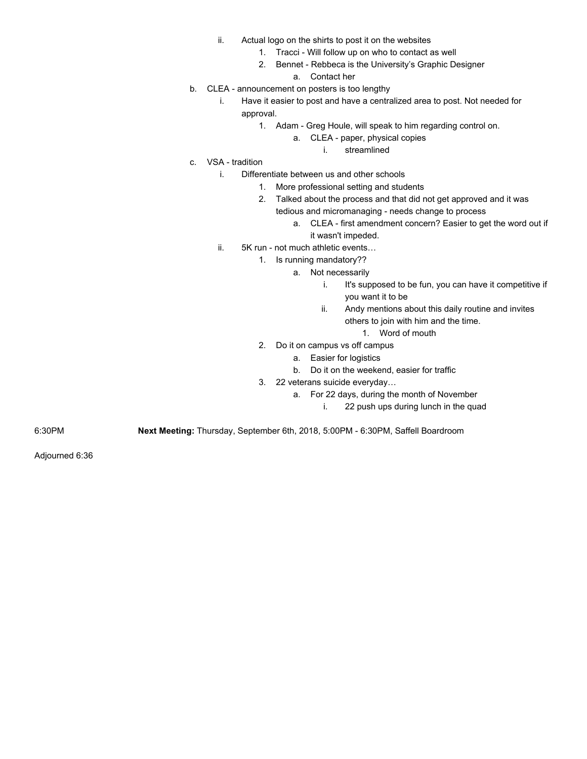- ii. Actual logo on the shirts to post it on the websites
        1. Tracci - Will follow up on who to contact as well
        2. Bennet - Rebbeca is the University's Graphic Designer
           - a. Contact her
   - b. CLEA - announcement on posters is too lengthy
      - i. Have it easier to post and have a centralized area to post. Not needed for approval.
        1. Adam - Greg Houle, will speak to him regarding control on.
           - a. CLEA - paper, physical copies
              - i. streamlined
   - c. VSA - tradition
      - i. Differentiate between us and other schools
        1. More professional setting and students
        2. Talked about the process and that did not get approved and it was tedious and micromanaging - needs change to process
           - a. CLEA - first amendment concern? Easier to get the word out if it wasn't impeded.
      - ii. 5K run - not much athletic events…
        1. Is running mandatory??
           - a. Not necessarily
              - i. It's supposed to be fun, you can have it competitive if you want it to be
              - ii. Andy mentions about this daily routine and invites others to join with him and the time.
                 1. Word of mouth
        2. Do it on campus vs off campus
           - a. Easier for logistics
           - b. Do it on the weekend, easier for traffic
        3. 22 veterans suicide everyday…
           - a. For 22 days, during the month of November
              - i. 22 push ups during lunch in the quad

6:30PM **Next Meeting:** Thursday, September 6th, 2018, 5:00PM - 6:30PM, Saffell Boardroom

Adjourned 6:36